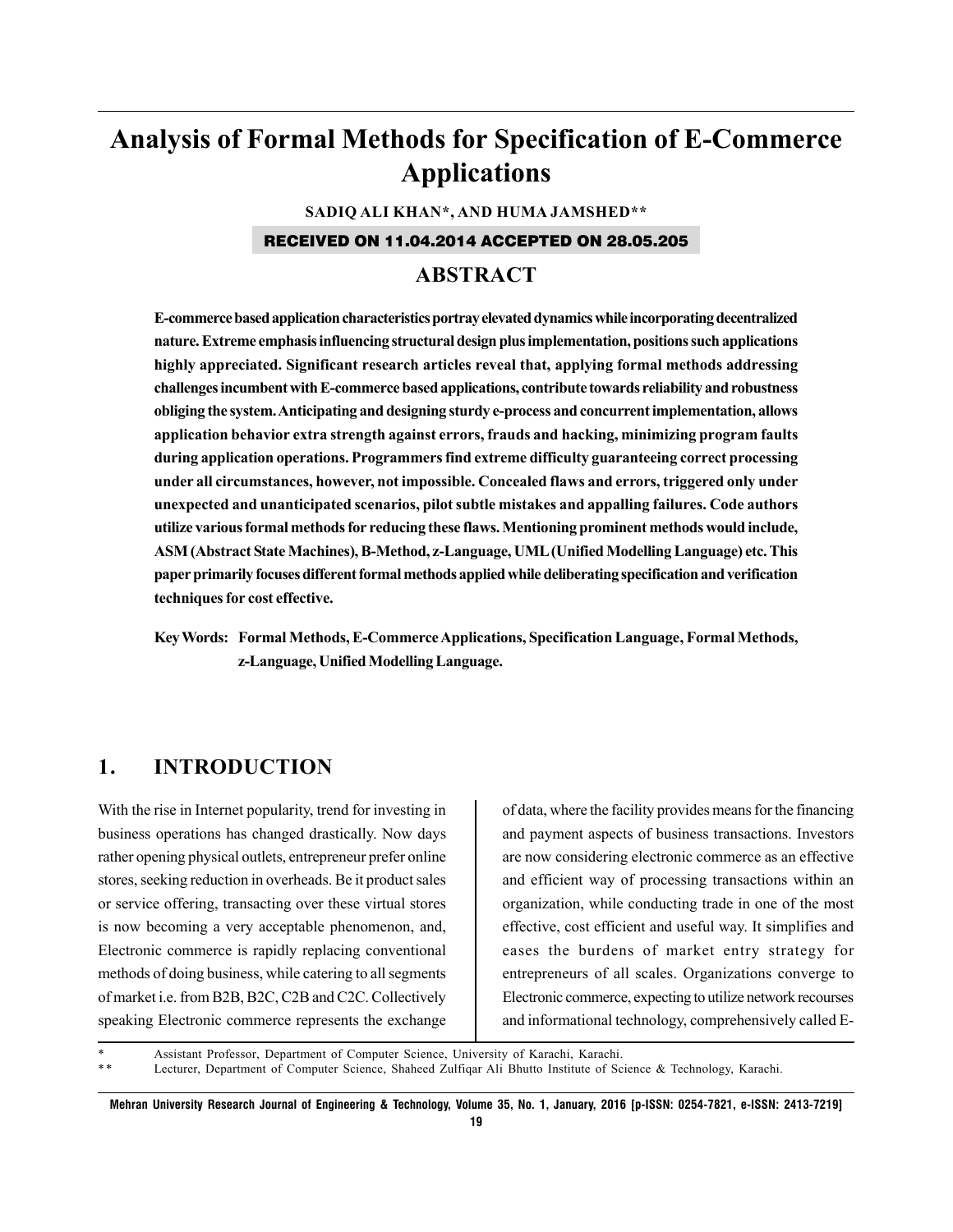# Analysis of Formal Methods for Specification of E-Commerce Applications

**SADIQ ALI KHAN\*, AND HUMA JAMSHED\*\***

**RECEIVED ON 11.04.2014 ACCEPTED ON 28.05.205**

## ABSTRACT

**E-commerce based application characteristics portray elevated dynamics while incorporating decentralized nature. Extreme emphasis influencing structural design plus implementation, positions such applications highly appreciated. Significant research articles reveal that, applying formal methods addressing challenges incumbent with E-commerce based applications, contribute towards reliability and robustness obliging the system. Anticipating and designing sturdy e-process and concurrent implementation, allows application behavior extra strength against errors, frauds and hacking, minimizing program faults during application operations. Programmers find extreme difficulty guaranteeing correct processing under all circumstances, however, not impossible. Concealed flaws and errors, triggered only under unexpected and unanticipated scenarios, pilot subtle mistakes and appalling failures. Code authors utilize various formal methods for reducing these flaws. Mentioning prominent methods would include, ASM (Abstract State Machines), B-Method, z-Language, UML (Unified Modelling Language) etc. This paper primarily focuses different formal methods applied while deliberating specification and verification techniques for cost effective.**

**Key Words: Formal Methods, E-Commerce Applications, Specification Language, Formal Methods, z-Language, Unified Modelling Language.**

## 1. INTRODUCTION

With the rise in Internet popularity, trend for investing in business operations has changed drastically. Now days rather opening physical outlets, entrepreneur prefer online stores, seeking reduction in overheads. Be it product sales or service offering, transacting over these virtual stores is now becoming a very acceptable phenomenon, and, Electronic commerce is rapidly replacing conventional methods of doing business, while catering to all segments of market i.e. from B2B, B2C, C2B and C2C. Collectively speaking Electronic commerce represents the exchange of data, where the facility provides means for the financing and payment aspects of business transactions. Investors are now considering electronic commerce as an effective and efficient way of processing transactions within an organization, while conducting trade in one of the most effective, cost efficient and useful way. It simplifies and eases the burdens of market entry strategy for entrepreneurs of all scales. Organizations converge to Electronic commerce, expecting to utilize network recourses and informational technology, comprehensively called E-

\* Assistant Professor, Department of Computer Science, University of Karachi, Karachi.

\*\* Lecturer, Department of Computer Science, Shaheed Zulfiqar Ali Bhutto Institute of Science & Technology, Karachi.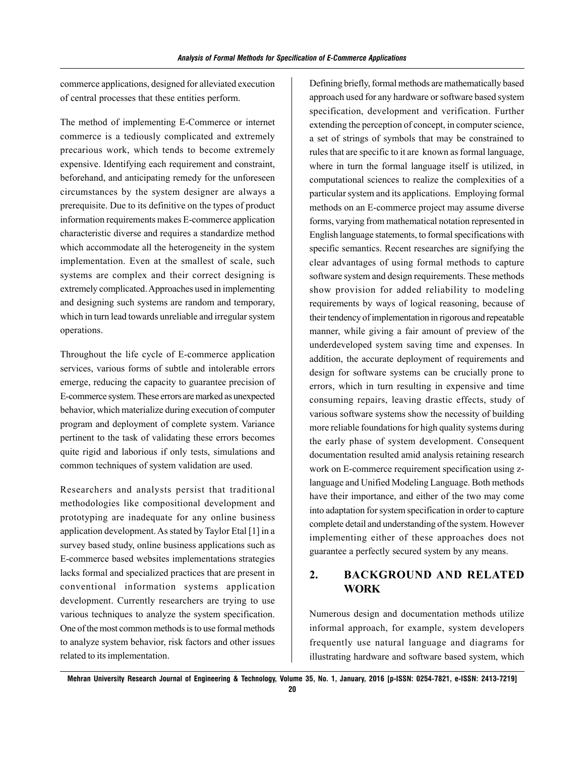commerce applications, designed for alleviated execution of central processes that these entities perform.

The method of implementing E-Commerce or internet commerce is a tediously complicated and extremely precarious work, which tends to become extremely expensive. Identifying each requirement and constraint, beforehand, and anticipating remedy for the unforeseen circumstances by the system designer are always a prerequisite. Due to its definitive on the types of product information requirements makes E-commerce application characteristic diverse and requires a standardize method which accommodate all the heterogeneity in the system implementation. Even at the smallest of scale, such systems are complex and their correct designing is extremely complicated. Approaches used in implementing and designing such systems are random and temporary, which in turn lead towards unreliable and irregular system operations.

Throughout the life cycle of E-commerce application services, various forms of subtle and intolerable errors emerge, reducing the capacity to guarantee precision of E-commerce system. These errors are marked as unexpected behavior, which materialize during execution of computer program and deployment of complete system. Variance pertinent to the task of validating these errors becomes quite rigid and laborious if only tests, simulations and common techniques of system validation are used.

Researchers and analysts persist that traditional methodologies like compositional development and prototyping are inadequate for any online business application development. As stated by Taylor Etal [1] in a survey based study, online business applications such as E-commerce based websites implementations strategies lacks formal and specialized practices that are present in conventional information systems application development. Currently researchers are trying to use various techniques to analyze the system specification. One of the most common methods is to use formal methods to analyze system behavior, risk factors and other issues related to its implementation.

Defining briefly, formal methods are mathematically based approach used for any hardware or software based system specification, development and verification. Further extending the perception of concept, in computer science, a set of strings of symbols that may be constrained to rules that are specific to it are known as formal language, where in turn the formal language itself is utilized, in computational sciences to realize the complexities of a particular system and its applications. Employing formal methods on an E-commerce project may assume diverse forms, varying from mathematical notation represented in English language statements, to formal specifications with specific semantics. Recent researches are signifying the clear advantages of using formal methods to capture software system and design requirements. These methods show provision for added reliability to modeling requirements by ways of logical reasoning, because of their tendency of implementation in rigorous and repeatable manner, while giving a fair amount of preview of the underdeveloped system saving time and expenses. In addition, the accurate deployment of requirements and design for software systems can be crucially prone to errors, which in turn resulting in expensive and time consuming repairs, leaving drastic effects, study of various software systems show the necessity of building more reliable foundations for high quality systems during the early phase of system development. Consequent documentation resulted amid analysis retaining research work on E-commerce requirement specification using z-language and Unified Modeling Language. Both methods have their importance, and either of the two may come into adaptation for system specification in order to capture complete detail and understanding of the system. However implementing either of these approaches does not guarantee a perfectly secured system by any means.

## 2. BACKGROUND AND RELATED WORK

Numerous design and documentation methods utilize informal approach, for example, system developers frequently use natural language and diagrams for illustrating hardware and software based system, which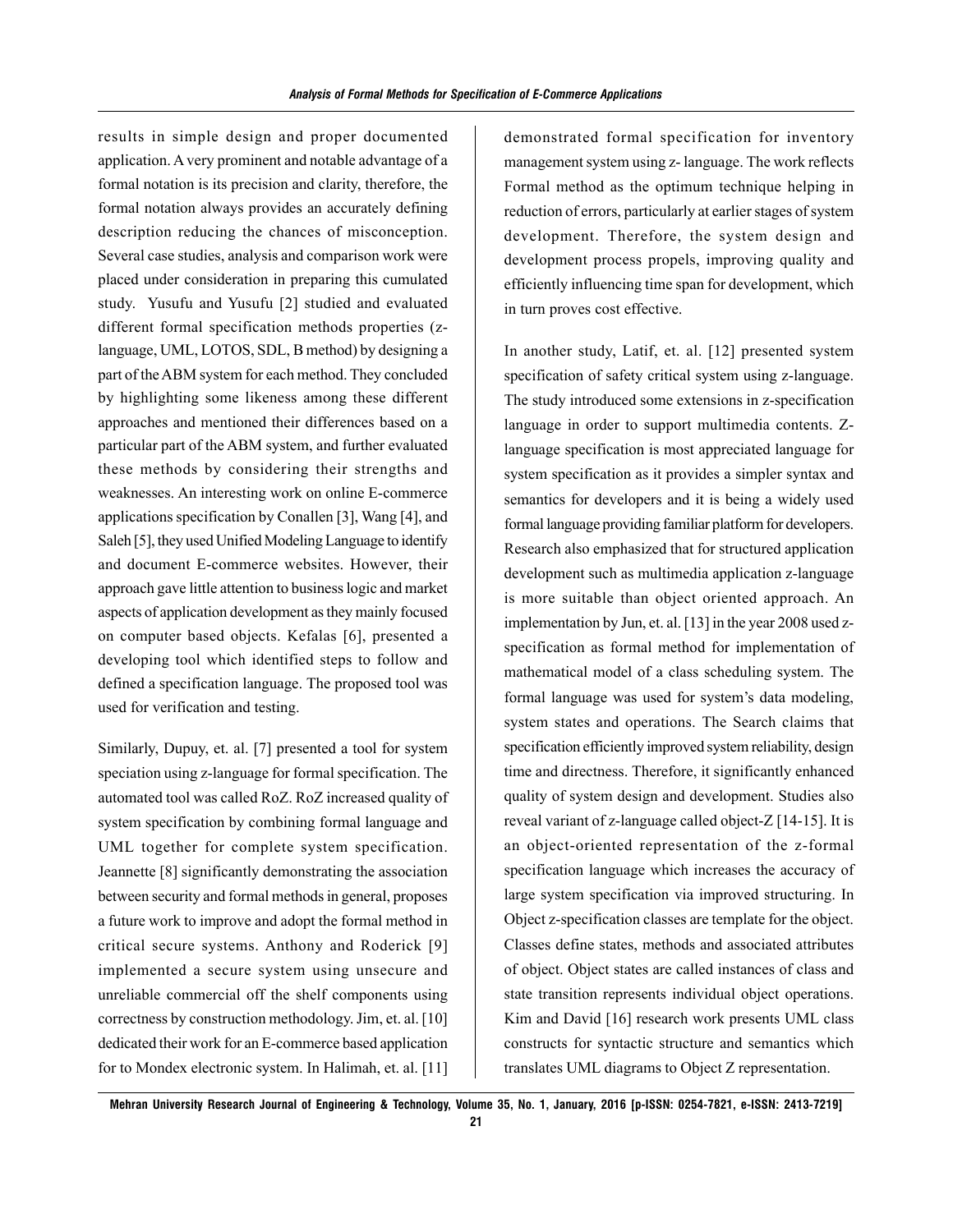results in simple design and proper documented application. A very prominent and notable advantage of a formal notation is its precision and clarity, therefore, the formal notation always provides an accurately defining description reducing the chances of misconception. Several case studies, analysis and comparison work were placed under consideration in preparing this cumulated study. Yusufu and Yusufu [2] studied and evaluated different formal specification methods properties (z-language, UML, LOTOS, SDL, B method) by designing a part of the ABM system for each method. They concluded by highlighting some likeness among these different approaches and mentioned their differences based on a particular part of the ABM system, and further evaluated these methods by considering their strengths and weaknesses. An interesting work on online E-commerce applications specification by Conallen [3], Wang [4], and Saleh [5], they used Unified Modeling Language to identify and document E-commerce websites. However, their approach gave little attention to business logic and market aspects of application development as they mainly focused on computer based objects. Kefalas [6], presented a developing tool which identified steps to follow and defined a specification language. The proposed tool was used for verification and testing.

Similarly, Dupuy, et. al. [7] presented a tool for system speciation using z-language for formal specification. The automated tool was called RoZ. RoZ increased quality of system specification by combining formal language and UML together for complete system specification. Jeannette [8] significantly demonstrating the association between security and formal methods in general, proposes a future work to improve and adopt the formal method in critical secure systems. Anthony and Roderick [9] implemented a secure system using unsecure and unreliable commercial off the shelf components using correctness by construction methodology. Jim, et. al. [10] dedicated their work for an E-commerce based application for to Mondex electronic system. In Halimah, et. al. [11] demonstrated formal specification for inventory management system using z- language. The work reflects Formal method as the optimum technique helping in reduction of errors, particularly at earlier stages of system development. Therefore, the system design and development process propels, improving quality and efficiently influencing time span for development, which in turn proves cost effective.

In another study, Latif, et. al. [12] presented system specification of safety critical system using z-language. The study introduced some extensions in z-specification language in order to support multimedia contents. Z-language specification is most appreciated language for system specification as it provides a simpler syntax and semantics for developers and it is being a widely used formal language providing familiar platform for developers. Research also emphasized that for structured application development such as multimedia application z-language is more suitable than object oriented approach. An implementation by Jun, et. al. [13] in the year 2008 used z-specification as formal method for implementation of mathematical model of a class scheduling system. The formal language was used for system's data modeling, system states and operations. The Search claims that specification efficiently improved system reliability, design time and directness. Therefore, it significantly enhanced quality of system design and development. Studies also reveal variant of z-language called object-Z [14-15]. It is an object-oriented representation of the z-formal specification language which increases the accuracy of large system specification via improved structuring. In Object z-specification classes are template for the object. Classes define states, methods and associated attributes of object. Object states are called instances of class and state transition represents individual object operations. Kim and David [16] research work presents UML class constructs for syntactic structure and semantics which translates UML diagrams to Object Z representation.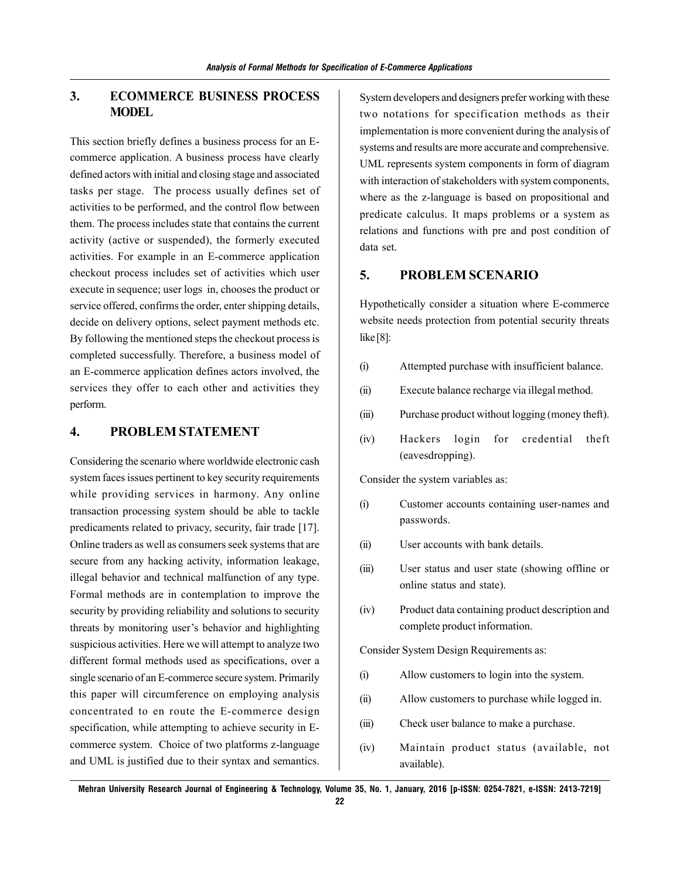## 3. ECOMMERCE BUSINESS PROCESS MODEL

This section briefly defines a business process for an E-commerce application. A business process have clearly defined actors with initial and closing stage and associated tasks per stage. The process usually defines set of activities to be performed, and the control flow between them. The process includes state that contains the current activity (active or suspended), the formerly executed activities. For example in an E-commerce application checkout process includes set of activities which user execute in sequence; user logs in, chooses the product or service offered, confirms the order, enter shipping details, decide on delivery options, select payment methods etc. By following the mentioned steps the checkout process is completed successfully. Therefore, a business model of an E-commerce application defines actors involved, the services they offer to each other and activities they perform.

## 4. PROBLEM STATEMENT

Considering the scenario where worldwide electronic cash system faces issues pertinent to key security requirements while providing services in harmony. Any online transaction processing system should be able to tackle predicaments related to privacy, security, fair trade [17]. Online traders as well as consumers seek systems that are secure from any hacking activity, information leakage, illegal behavior and technical malfunction of any type. Formal methods are in contemplation to improve the security by providing reliability and solutions to security threats by monitoring user's behavior and highlighting suspicious activities. Here we will attempt to analyze two different formal methods used as specifications, over a single scenario of an E-commerce secure system. Primarily this paper will circumference on employing analysis concentrated to en route the E-commerce design specification, while attempting to achieve security in E-commerce system. Choice of two platforms z-language and UML is justified due to their syntax and semantics. System developers and designers prefer working with these two notations for specification methods as their implementation is more convenient during the analysis of systems and results are more accurate and comprehensive. UML represents system components in form of diagram with interaction of stakeholders with system components, where as the z-language is based on propositional and predicate calculus. It maps problems or a system as relations and functions with pre and post condition of data set.

## 5. PROBLEM SCENARIO

Hypothetically consider a situation where E-commerce website needs protection from potential security threats like [8]:

(i) Attempted purchase with insufficient balance.

(ii) Execute balance recharge via illegal method.

(iii) Purchase product without logging (money theft).

(iv) Hackers login for credential theft (eavesdropping).

Consider the system variables as:

(i) Customer accounts containing user-names and passwords.

(ii) User accounts with bank details.

(iii) User status and user state (showing offline or online status and state).

(iv) Product data containing product description and complete product information.

Consider System Design Requirements as:

(i) Allow customers to login into the system.

(ii) Allow customers to purchase while logged in.

(iii) Check user balance to make a purchase.

(iv) Maintain product status (available, not available).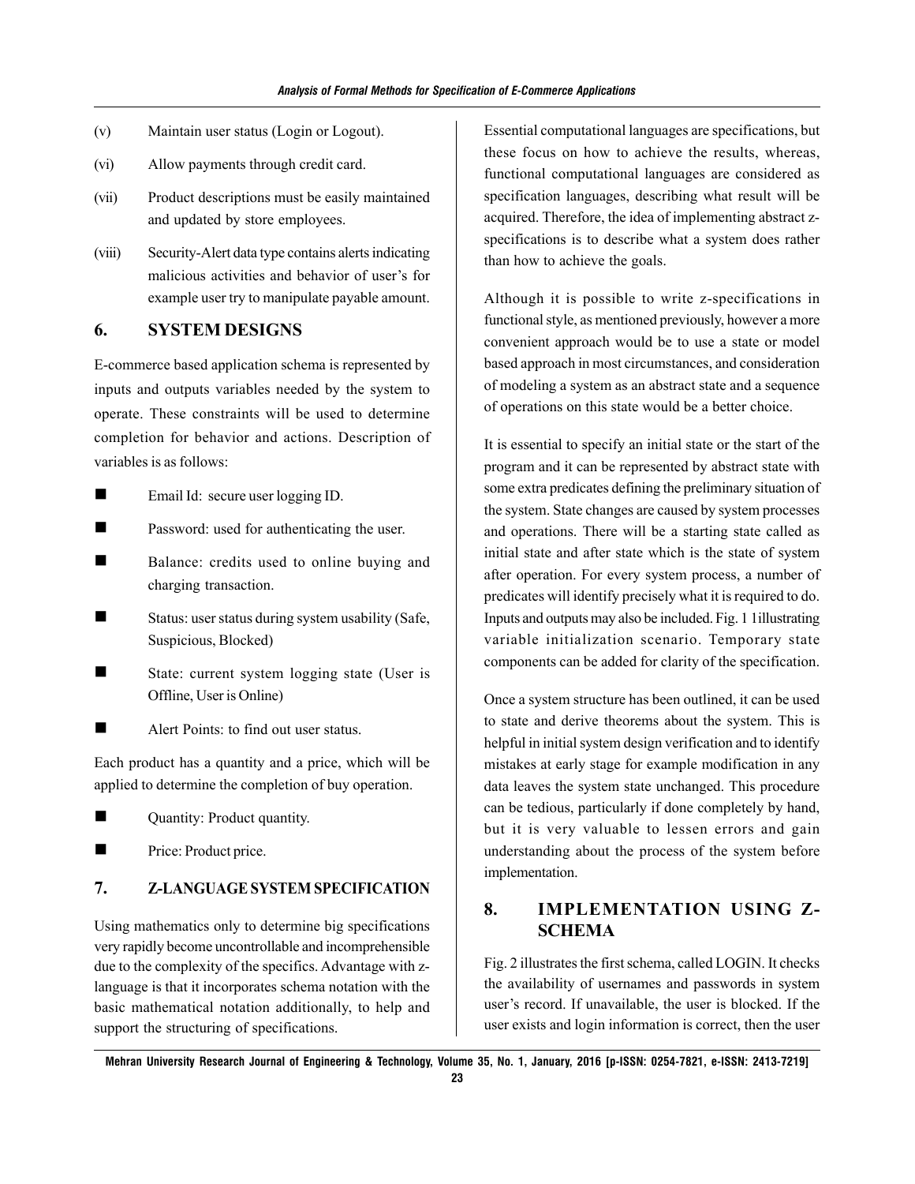(v) Maintain user status (Login or Logout).

(vi) Allow payments through credit card.

(vii) Product descriptions must be easily maintained and updated by store employees.

(viii) Security-Alert data type contains alerts indicating malicious activities and behavior of user's for example user try to manipulate payable amount.

## 6. SYSTEM DESIGNS

E-commerce based application schema is represented by inputs and outputs variables needed by the system to operate. These constraints will be used to determine completion for behavior and actions. Description of variables is as follows:

- Email Id: secure user logging ID.
- Password: used for authenticating the user.
- Balance: credits used to online buying and charging transaction.
- Status: user status during system usability (Safe, Suspicious, Blocked)
- State: current system logging state (User is Offline, User is Online)
- Alert Points: to find out user status.

Each product has a quantity and a price, which will be applied to determine the completion of buy operation.

- Quantity: Product quantity.
- Price: Product price.

## 7. Z-LANGUAGE SYSTEM SPECIFICATION

Using mathematics only to determine big specifications very rapidly become uncontrollable and incomprehensible due to the complexity of the specifics. Advantage with z-language is that it incorporates schema notation with the basic mathematical notation additionally, to help and support the structuring of specifications.

Essential computational languages are specifications, but these focus on how to achieve the results, whereas, functional computational languages are considered as specification languages, describing what result will be acquired. Therefore, the idea of implementing abstract z-specifications is to describe what a system does rather than how to achieve the goals.

Although it is possible to write z-specifications in functional style, as mentioned previously, however a more convenient approach would be to use a state or model based approach in most circumstances, and consideration of modeling a system as an abstract state and a sequence of operations on this state would be a better choice.

It is essential to specify an initial state or the start of the program and it can be represented by abstract state with some extra predicates defining the preliminary situation of the system. State changes are caused by system processes and operations. There will be a starting state called as initial state and after state which is the state of system after operation. For every system process, a number of predicates will identify precisely what it is required to do. Inputs and outputs may also be included. Fig. 1 1illustrating variable initialization scenario. Temporary state components can be added for clarity of the specification.

Once a system structure has been outlined, it can be used to state and derive theorems about the system. This is helpful in initial system design verification and to identify mistakes at early stage for example modification in any data leaves the system state unchanged. This procedure can be tedious, particularly if done completely by hand, but it is very valuable to lessen errors and gain understanding about the process of the system before implementation.

## 8. IMPLEMENTATION USING Z-SCHEMA

Fig. 2 illustrates the first schema, called LOGIN. It checks the availability of usernames and passwords in system user's record. If unavailable, the user is blocked. If the user exists and login information is correct, then the user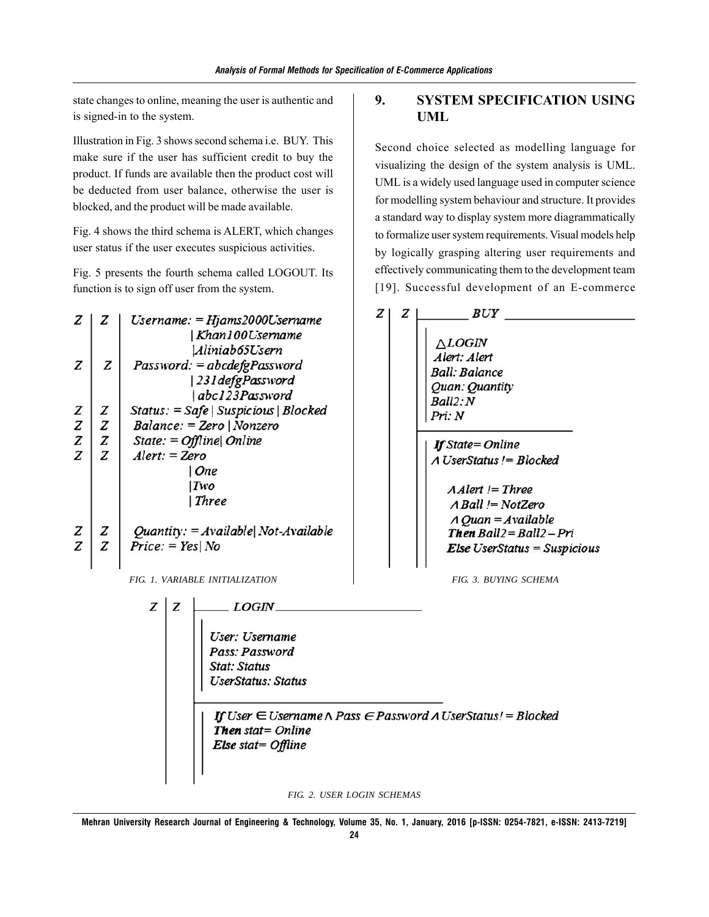state changes to online, meaning the user is authentic and is signed-in to the system.

Illustration in Fig. 3 shows second schema i.e. BUY. This make sure if the user has sufficient credit to buy the product. If funds are available then the product cost will be deducted from user balance, otherwise the user is blocked, and the product will be made available.

Fig. 4 shows the third schema is ALERT, which changes user status if the user executes suspicious activities.

Fig. 5 presents the fourth schema called LOGOUT. Its function is to sign off user from the system.

```
Z | Z | Username: = Hjams2000Username
  |   |            | Khan100Username
  |   |            |Aliniab65Usern
Z | Z | Password: = abcdefgPassword
  |   |            | 231defgPassword
  |   |            | abc123Password
Z | Z | Status: = Safe | Suspicious | Blocked
Z | Z | Balance: = Zero | Nonzero
Z | Z | State: = Offline| Online
Z | Z | Alert: = Zero
  |   |          | One
  |   |          |Two
  |   |          | Three
Z | Z | Quantity: = Available| Not-Available
Z | Z | Price: = Yes| No
```

*FIG. 1. VARIABLE INITIALIZATION*

```
Z | Z |_____ LOGIN _______________________
      |
      | User: Username
      | Pass: Password
      | Stat: Status
      | UserStatus: Status
      |______________________________________
      |
      | If User ∈ Username ∧ Pass ∈ Password ∧ UserStatus! = Blocked
      | Then stat= Online
      | Else stat= Offline
```

*FIG. 2. USER LOGIN SCHEMAS*

## 9. SYSTEM SPECIFICATION USING UML

Second choice selected as modelling language for visualizing the design of the system analysis is UML. UML is a widely used language used in computer science for modelling system behaviour and structure. It provides a standard way to display system more diagrammatically to formalize user system requirements. Visual models help by logically grasping altering user requirements and effectively communicating them to the development team [19]. Successful development of an E-commerce

```
Z | Z |_______ BUY ___________________
      |
      | ΔLOGIN
      | Alert: Alert
      | Ball: Balance
      | Quan: Quantity
      | Ball2: N
      | Pri: N
      |___________________________
      |
      | If State= Online
      | ∧ UserStatus != Blocked
      |
      |    ∧Alert != Three
      |    ∧Ball != NotZero
      |    ∧ Quan = Available
      |    Then Ball2= Ball2 – Pri
      |    Else UserStatus = Suspicious
```

*FIG. 3. BUYING SCHEMA*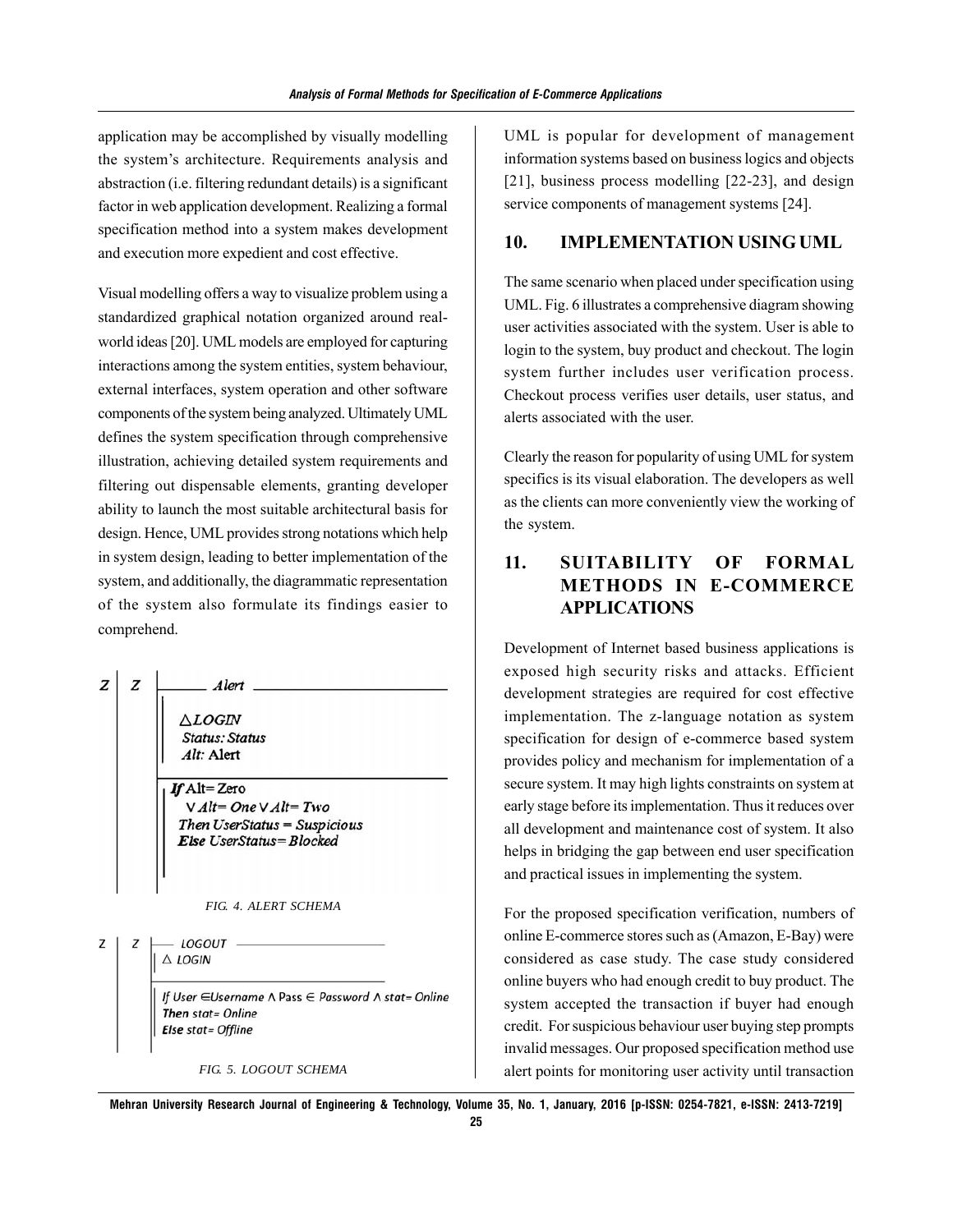application may be accomplished by visually modelling the system's architecture. Requirements analysis and abstraction (i.e. filtering redundant details) is a significant factor in web application development. Realizing a formal specification method into a system makes development and execution more expedient and cost effective.

Visual modelling offers a way to visualize problem using a standardized graphical notation organized around real-world ideas [20]. UML models are employed for capturing interactions among the system entities, system behaviour, external interfaces, system operation and other software components of the system being analyzed. Ultimately UML defines the system specification through comprehensive illustration, achieving detailed system requirements and filtering out dispensable elements, granting developer ability to launch the most suitable architectural basis for design. Hence, UML provides strong notations which help in system design, leading to better implementation of the system, and additionally, the diagrammatic representation of the system also formulate its findings easier to comprehend.

```
Z | Z | ____ Alert ____________________
      |  ΔLOGIN
      |  Status: Status
      |  Alt: Alert
      |_______________________________
      |  If Alt= Zero
      |    ∨ Alt= One ∨ Alt= Two
      |  Then UserStatus = Suspicious
      |  Else UserStatus= Blocked
```

FIG. 4. ALERT SCHEMA

```
Z | Z | ____ LOGOUT ____________________
      |  Δ LOGIN
      |_______________________________
      |  If User ∈Username ∧ Pass ∈ Password ∧ stat= Online
      |  Then stat= Online
      |  Else stat= Offline
```

FIG. 5. LOGOUT SCHEMA

UML is popular for development of management information systems based on business logics and objects [21], business process modelling [22-23], and design service components of management systems [24].

## 10. IMPLEMENTATION USING UML

The same scenario when placed under specification using UML. Fig. 6 illustrates a comprehensive diagram showing user activities associated with the system. User is able to login to the system, buy product and checkout. The login system further includes user verification process. Checkout process verifies user details, user status, and alerts associated with the user.

Clearly the reason for popularity of using UML for system specifics is its visual elaboration. The developers as well as the clients can more conveniently view the working of the system.

## 11. SUITABILITY OF FORMAL METHODS IN E-COMMERCE APPLICATIONS

Development of Internet based business applications is exposed high security risks and attacks. Efficient development strategies are required for cost effective implementation. The z-language notation as system specification for design of e-commerce based system provides policy and mechanism for implementation of a secure system. It may high lights constraints on system at early stage before its implementation. Thus it reduces over all development and maintenance cost of system. It also helps in bridging the gap between end user specification and practical issues in implementing the system.

For the proposed specification verification, numbers of online E-commerce stores such as (Amazon, E-Bay) were considered as case study. The case study considered online buyers who had enough credit to buy product. The system accepted the transaction if buyer had enough credit. For suspicious behaviour user buying step prompts invalid messages. Our proposed specification method use alert points for monitoring user activity until transaction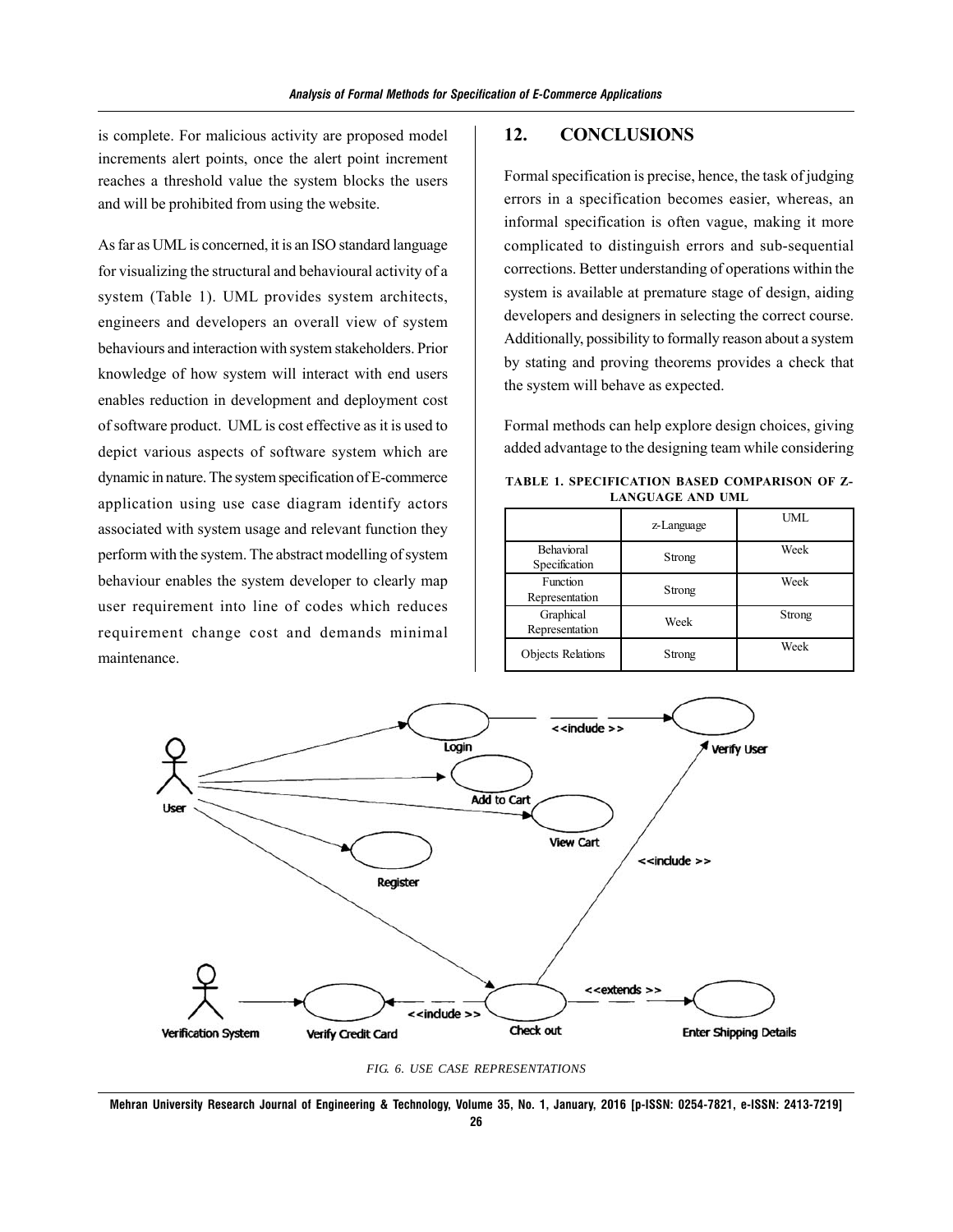is complete. For malicious activity are proposed model increments alert points, once the alert point increment reaches a threshold value the system blocks the users and will be prohibited from using the website.

As far as UML is concerned, it is an ISO standard language for visualizing the structural and behavioural activity of a system (Table 1). UML provides system architects, engineers and developers an overall view of system behaviours and interaction with system stakeholders. Prior knowledge of how system will interact with end users enables reduction in development and deployment cost of software product. UML is cost effective as it is used to depict various aspects of software system which are dynamic in nature. The system specification of E-commerce application using use case diagram identify actors associated with system usage and relevant function they perform with the system. The abstract modelling of system behaviour enables the system developer to clearly map user requirement into line of codes which reduces requirement change cost and demands minimal maintenance.

## 12. CONCLUSIONS

Formal specification is precise, hence, the task of judging errors in a specification becomes easier, whereas, an informal specification is often vague, making it more complicated to distinguish errors and sub-sequential corrections. Better understanding of operations within the system is available at premature stage of design, aiding developers and designers in selecting the correct course. Additionally, possibility to formally reason about a system by stating and proving theorems provides a check that the system will behave as expected.

Formal methods can help explore design choices, giving added advantage to the designing team while considering

TABLE 1. SPECIFICATION BASED COMPARISON OF Z-LANGUAGE AND UML

| | z-Language | UML |
|---|---|---|
| Behavioral Specification | Strong | Week |
| Function Representation | Strong | Week |
| Graphical Representation | Week | Strong |
| Objects Relations | Strong | Week |

User
Login
<<include >>
Verify User
Add to Cart
View Cart
<<include >>
Register
Verification System
Verify Credit Card
<<include >>
Check out
<<extends >>
Enter Shipping Details

*FIG. 6. USE CASE REPRESENTATIONS*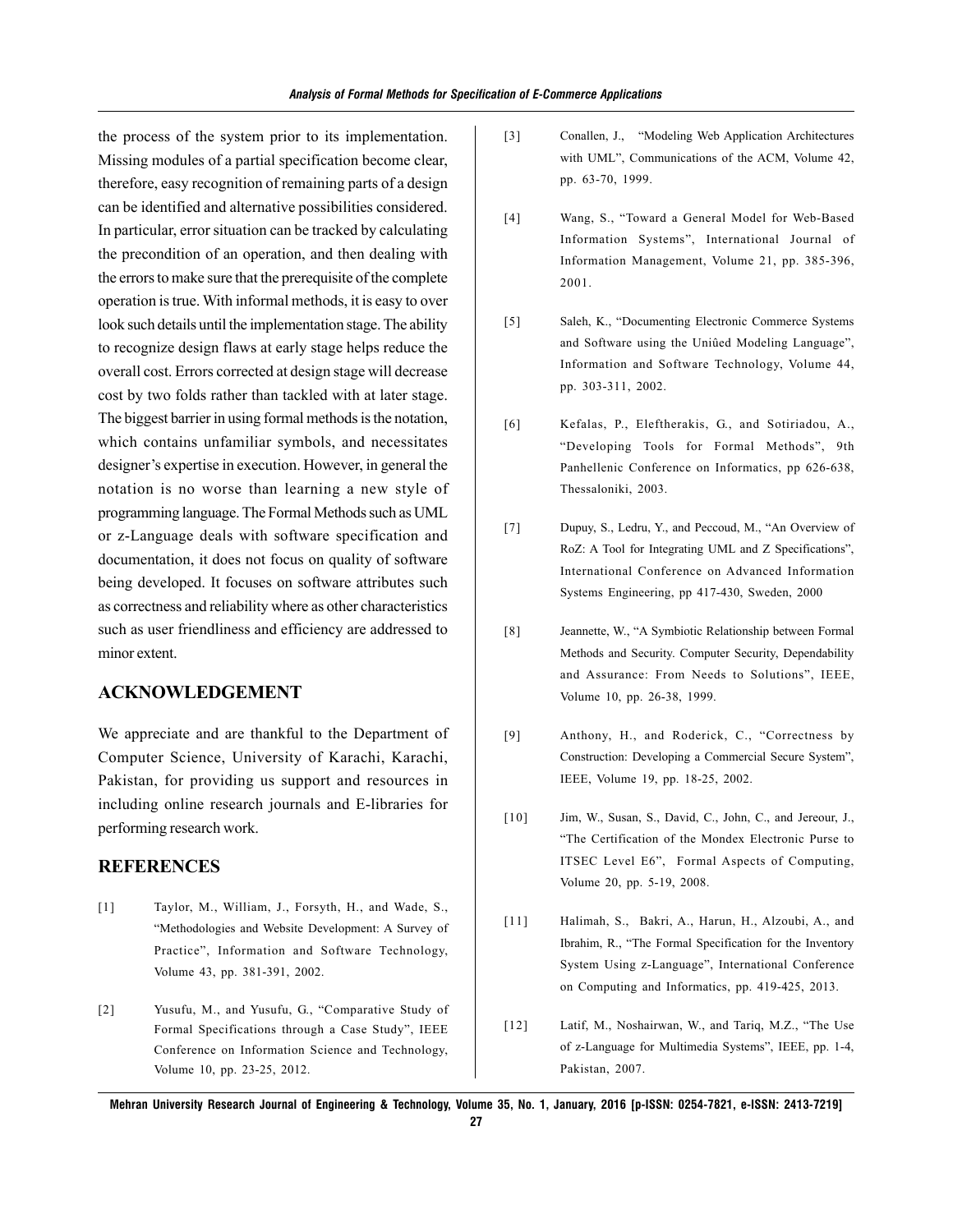the process of the system prior to its implementation. Missing modules of a partial specification become clear, therefore, easy recognition of remaining parts of a design can be identified and alternative possibilities considered. In particular, error situation can be tracked by calculating the precondition of an operation, and then dealing with the errors to make sure that the prerequisite of the complete operation is true. With informal methods, it is easy to over look such details until the implementation stage. The ability to recognize design flaws at early stage helps reduce the overall cost. Errors corrected at design stage will decrease cost by two folds rather than tackled with at later stage. The biggest barrier in using formal methods is the notation, which contains unfamiliar symbols, and necessitates designer's expertise in execution. However, in general the notation is no worse than learning a new style of programming language. The Formal Methods such as UML or z-Language deals with software specification and documentation, it does not focus on quality of software being developed. It focuses on software attributes such as correctness and reliability where as other characteristics such as user friendliness and efficiency are addressed to minor extent.

## ACKNOWLEDGEMENT

We appreciate and are thankful to the Department of Computer Science, University of Karachi, Karachi, Pakistan, for providing us support and resources in including online research journals and E-libraries for performing research work.

## REFERENCES

[1] Taylor, M., William, J., Forsyth, H., and Wade, S., "Methodologies and Website Development: A Survey of Practice", Information and Software Technology, Volume 43, pp. 381-391, 2002.

[2] Yusufu, M., and Yusufu, G., "Comparative Study of Formal Specifications through a Case Study", IEEE Conference on Information Science and Technology, Volume 10, pp. 23-25, 2012.

[3] Conallen, J., "Modeling Web Application Architectures with UML", Communications of the ACM, Volume 42, pp. 63-70, 1999.

[4] Wang, S., "Toward a General Model for Web-Based Information Systems", International Journal of Information Management, Volume 21, pp. 385-396, 2001.

[5] Saleh, K., "Documenting Electronic Commerce Systems and Software using the Uniûed Modeling Language", Information and Software Technology, Volume 44, pp. 303-311, 2002.

[6] Kefalas, P., Eleftherakis, G., and Sotiriadou, A., "Developing Tools for Formal Methods", 9th Panhellenic Conference on Informatics, pp 626-638, Thessaloniki, 2003.

[7] Dupuy, S., Ledru, Y., and Peccoud, M., "An Overview of RoZ: A Tool for Integrating UML and Z Specifications", International Conference on Advanced Information Systems Engineering, pp 417-430, Sweden, 2000

[8] Jeannette, W., "A Symbiotic Relationship between Formal Methods and Security. Computer Security, Dependability and Assurance: From Needs to Solutions", IEEE, Volume 10, pp. 26-38, 1999.

[9] Anthony, H., and Roderick, C., "Correctness by Construction: Developing a Commercial Secure System", IEEE, Volume 19, pp. 18-25, 2002.

[10] Jim, W., Susan, S., David, C., John, C., and Jereour, J., "The Certification of the Mondex Electronic Purse to ITSEC Level E6", Formal Aspects of Computing, Volume 20, pp. 5-19, 2008.

[11] Halimah, S., Bakri, A., Harun, H., Alzoubi, A., and Ibrahim, R., "The Formal Specification for the Inventory System Using z-Language", International Conference on Computing and Informatics, pp. 419-425, 2013.

[12] Latif, M., Noshairwan, W., and Tariq, M.Z., "The Use of z-Language for Multimedia Systems", IEEE, pp. 1-4, Pakistan, 2007.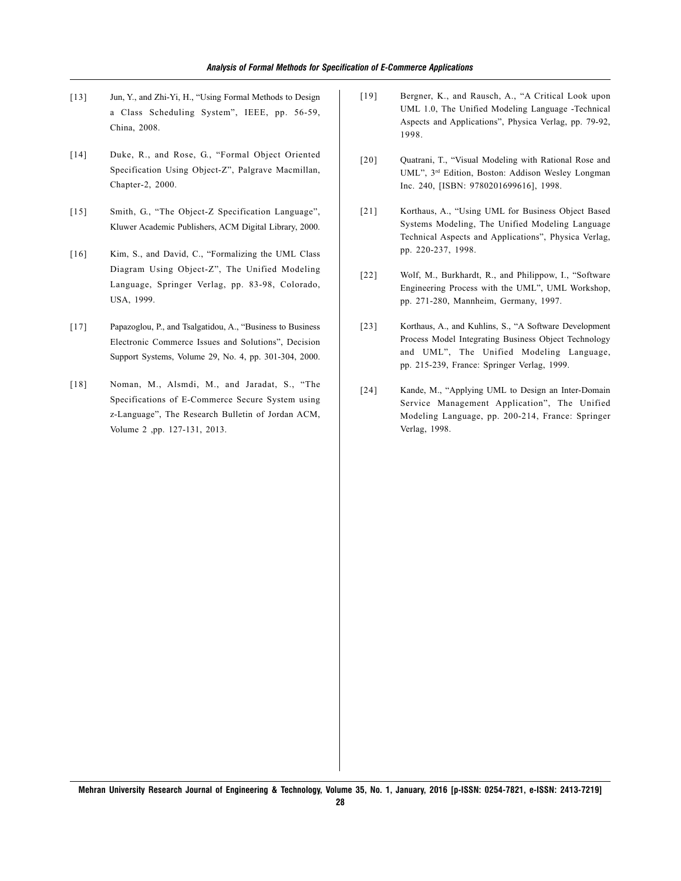[13] Jun, Y., and Zhi-Yi, H., "Using Formal Methods to Design a Class Scheduling System", IEEE, pp. 56-59, China, 2008.

[14] Duke, R., and Rose, G., "Formal Object Oriented Specification Using Object-Z", Palgrave Macmillan, Chapter-2, 2000.

[15] Smith, G., "The Object-Z Specification Language", Kluwer Academic Publishers, ACM Digital Library, 2000.

[16] Kim, S., and David, C., "Formalizing the UML Class Diagram Using Object-Z", The Unified Modeling Language, Springer Verlag, pp. 83-98, Colorado, USA, 1999.

[17] Papazoglou, P., and Tsalgatidou, A., "Business to Business Electronic Commerce Issues and Solutions", Decision Support Systems, Volume 29, No. 4, pp. 301-304, 2000.

[18] Noman, M., Alsmdi, M., and Jaradat, S., "The Specifications of E-Commerce Secure System using z-Language", The Research Bulletin of Jordan ACM, Volume 2 ,pp. 127-131, 2013.

[19] Bergner, K., and Rausch, A., "A Critical Look upon UML 1.0, The Unified Modeling Language -Technical Aspects and Applications", Physica Verlag, pp. 79-92, 1998.

[20] Quatrani, T., "Visual Modeling with Rational Rose and UML", 3rd Edition, Boston: Addison Wesley Longman Inc. 240, [ISBN: 9780201699616], 1998.

[21] Korthaus, A., "Using UML for Business Object Based Systems Modeling, The Unified Modeling Language Technical Aspects and Applications", Physica Verlag, pp. 220-237, 1998.

[22] Wolf, M., Burkhardt, R., and Philippow, I., "Software Engineering Process with the UML", UML Workshop, pp. 271-280, Mannheim, Germany, 1997.

[23] Korthaus, A., and Kuhlins, S., "A Software Development Process Model Integrating Business Object Technology and UML", The Unified Modeling Language, pp. 215-239, France: Springer Verlag, 1999.

[24] Kande, M., "Applying UML to Design an Inter-Domain Service Management Application", The Unified Modeling Language, pp. 200-214, France: Springer Verlag, 1998.